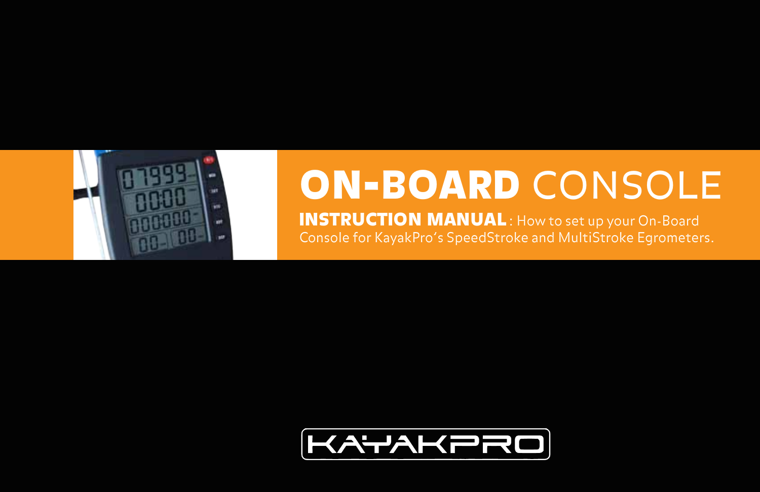# ON-BOARD CONSOLE

**INSTRUCTION MANUAL**: How to set up your On-Board Console for KayakPro's SpeedStroke and MultiStroke Egrometers.

KAYAKPRO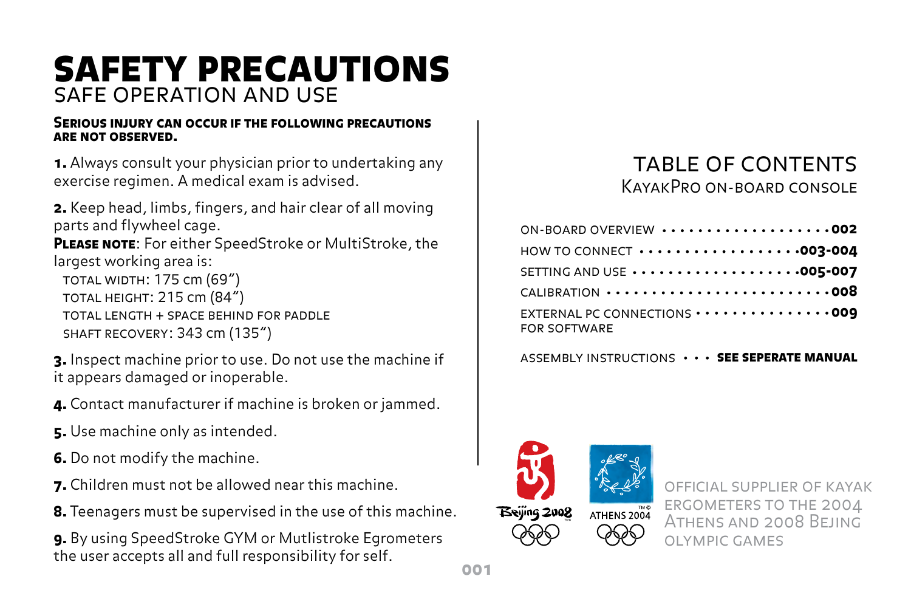# SAFETY PRECAUTIONS

## SAFE OPERATION AND USE

**SERIOUS INJURY CAN OCCUR IF THE FOLLOWING PRECAUTIONS ARE NOT OBSERVED.**

**1.** Always consult your physician prior to undertaking any exercise regimen. A medical exam is advised.

**2.** Keep head, limbs, fingers, and hair clear of all moving parts and flywheel cage.
**PLEASE NOTE**: For either SpeedStroke or MultiStroke, the largest working area is:
TOTAL WIDTH: 175 cm (69")
TOTAL HEIGHT: 215 cm (84")
TOTAL LENGTH + SPACE BEHIND FOR PADDLE SHAFT RECOVERY: 343 cm (135")

**3.** Inspect machine prior to use. Do not use the machine if it appears damaged or inoperable.

**4.** Contact manufacturer if machine is broken or jammed.

**5.** Use machine only as intended.

**6.** Do not modify the machine.

**7.** Children must not be allowed near this machine.

**8.** Teenagers must be supervised in the use of this machine.

**9.** By using SpeedStroke GYM or Mutlistroke Egrometers the user accepts all and full responsibility for self.

# TABLE OF CONTENTS

## KAYAKPRO ON-BOARD CONSOLE

| | |
|---|---|
| ON-BOARD OVERVIEW | **002** |
| HOW TO CONNECT | **003-004** |
| SETTING AND USE | **005-007** |
| CALIBRATION | **008** |
| EXTERNAL PC CONNECTIONS FOR SOFTWARE | **009** |
| ASSEMBLY INSTRUCTIONS | **SEE SEPERATE MANUAL** |

Beijing 2008

ATHENS 2004

OFFICIAL SUPPLIER OF KAYAK ERGOMETERS TO THE 2004 ATHENS AND 2008 BEJING OLYMPIC GAMES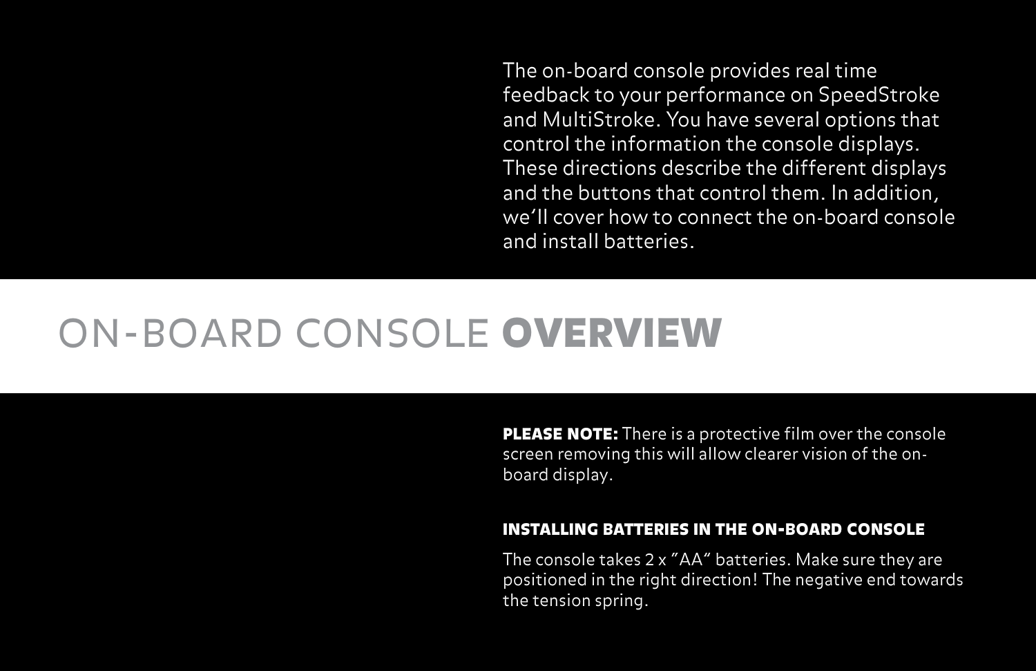The on-board console provides real time feedback to your performance on SpeedStroke and MultiStroke. You have several options that control the information the console displays. These directions describe the different displays and the buttons that control them. In addition, we'll cover how to connect the on-board console and install batteries.

# ON-BOARD CONSOLE **OVERVIEW**

**PLEASE NOTE:** There is a protective film over the console screen removing this will allow clearer vision of the on-board display.

### INSTALLING BATTERIES IN THE ON-BOARD CONSOLE

The console takes 2 x "AA" batteries. Make sure they are positioned in the right direction! The negative end towards the tension spring.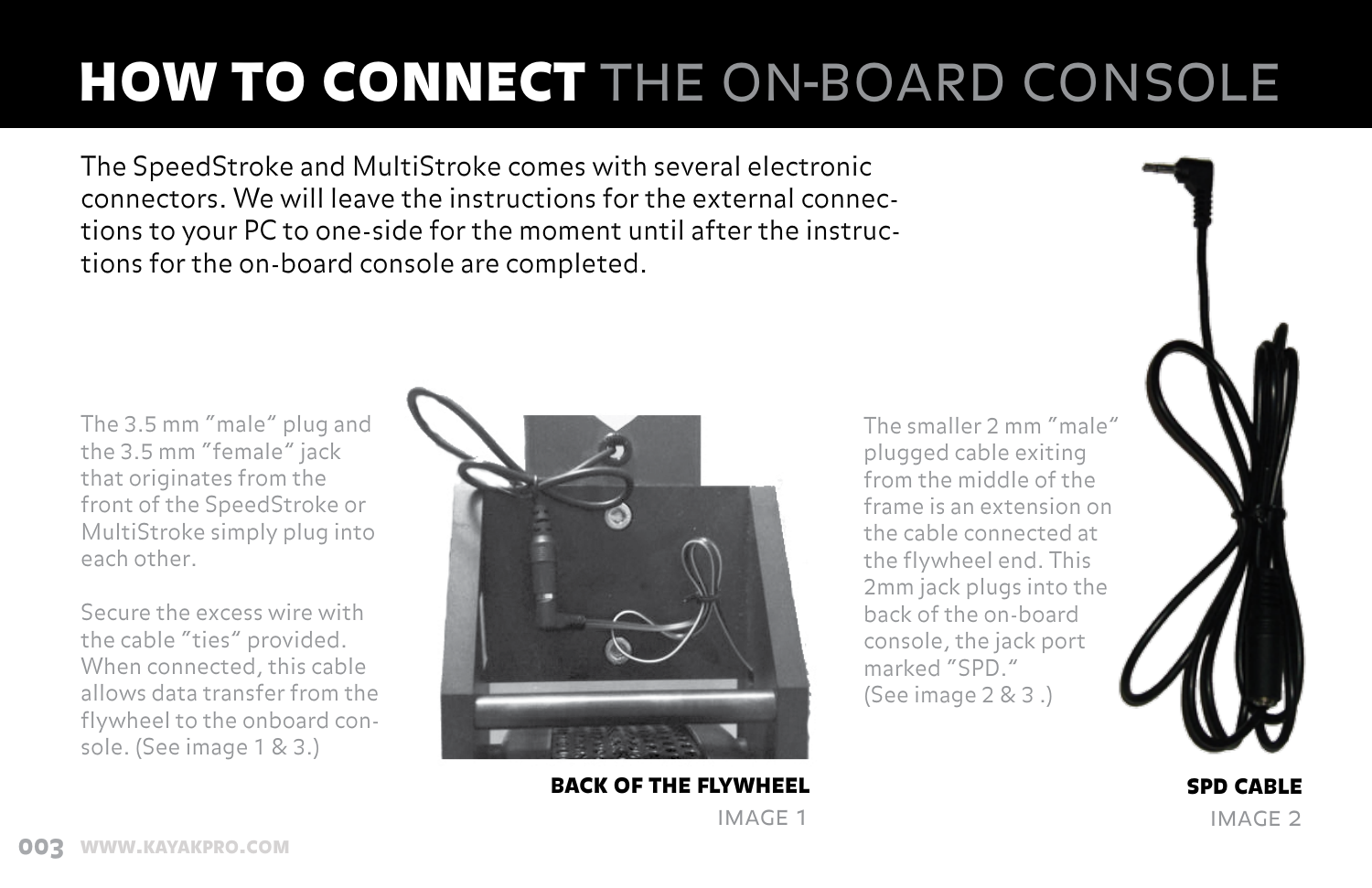# **HOW TO CONNECT** THE ON-BOARD CONSOLE

The SpeedStroke and MultiStroke comes with several electronic connectors. We will leave the instructions for the external connections to your PC to one-side for the moment until after the instructions for the on-board console are completed.

The 3.5 mm "male" plug and the 3.5 mm "female" jack that originates from the front of the SpeedStroke or MultiStroke simply plug into each other.

Secure the excess wire with the cable "ties" provided. When connected, this cable allows data transfer from the flywheel to the onboard console. (See image 1 & 3.)

**BACK OF THE FLYWHEEL**

IMAGE 1

The smaller 2 mm "male" plugged cable exiting from the middle of the frame is an extension on the cable connected at the flywheel end. This 2mm jack plugs into the back of the on-board console, the jack port marked "SPD."
(See image 2 & 3 .)

**SPD CABLE**

IMAGE 2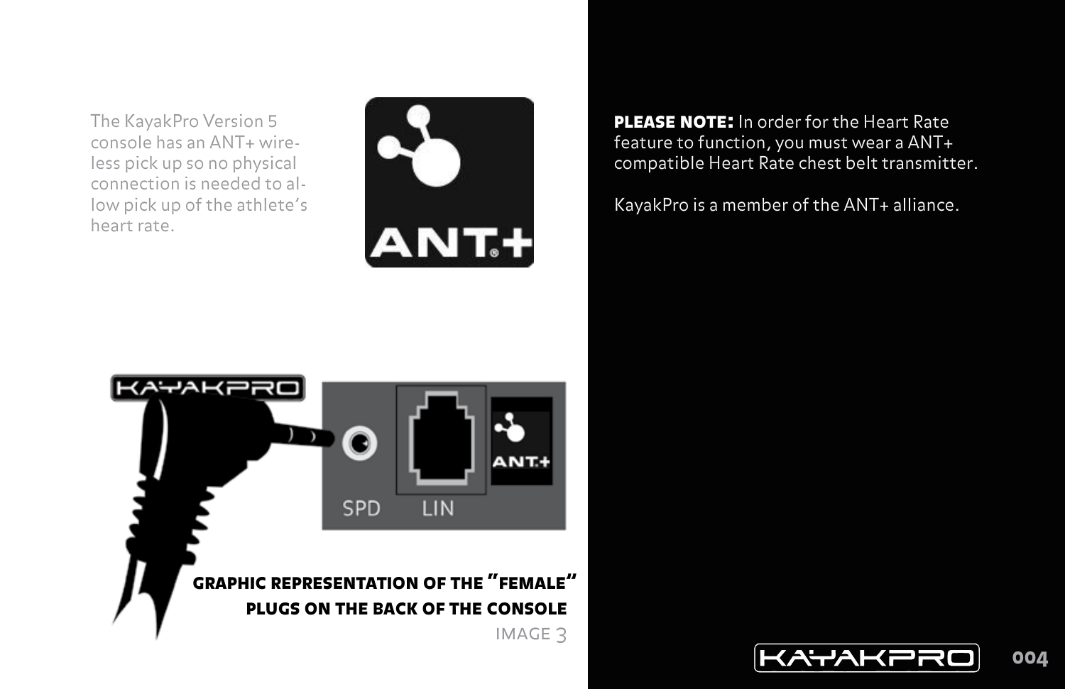The KayakPro Version 5 console has an ANT+ wireless pick up so no physical connection is needed to allow pick up of the athlete's heart rate.

**GRAPHIC REPRESENTATION OF THE "FEMALE" PLUGS ON THE BACK OF THE CONSOLE**

IMAGE 3

**PLEASE NOTE:** In order for the Heart Rate feature to function, you must wear a ANT+ compatible Heart Rate chest belt transmitter.

KayakPro is a member of the ANT+ alliance.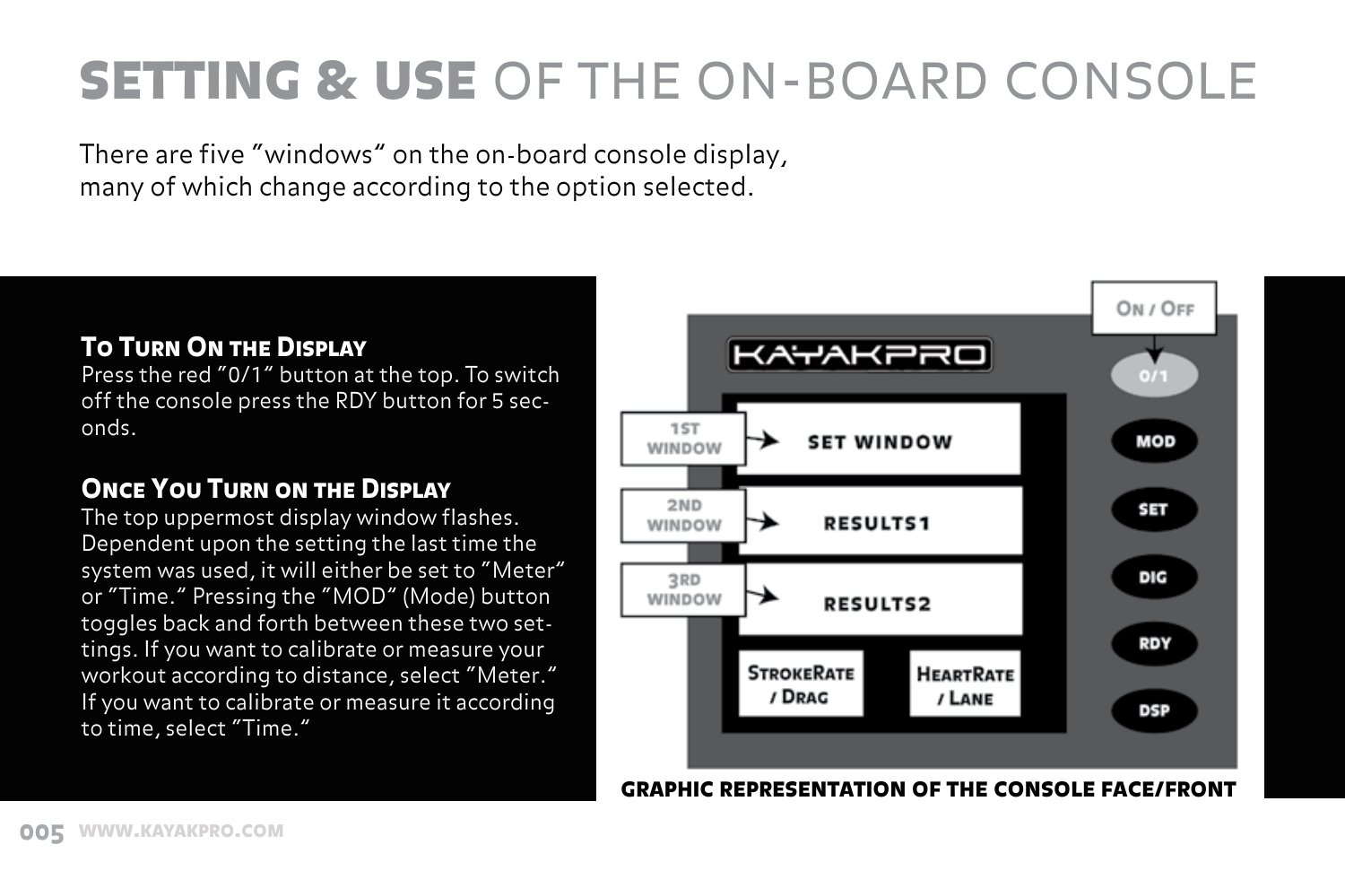# SETTING & USE OF THE ON-BOARD CONSOLE

There are five "windows" on the on-board console display, many of which change according to the option selected.

### To Turn On the Display

Press the red "0/1" button at the top. To switch off the console press the RDY button for 5 seconds.

### Once You Turn on the Display

The top uppermost display window flashes. Dependent upon the setting the last time the system was used, it will either be set to "Meter" or "Time." Pressing the "MOD" (Mode) button toggles back and forth between these two settings. If you want to calibrate or measure your workout according to distance, select "Meter." If you want to calibrate or measure it according to time, select "Time."

KAYAKPRO

On / Off

0/1

MOD

SET

DIG

RDY

DSP

1st Window → SET WINDOW

2nd Window → RESULTS1

3rd Window → RESULTS2

StrokeRate / Drag

HeartRate / Lane

**GRAPHIC REPRESENTATION OF THE CONSOLE FACE/FRONT**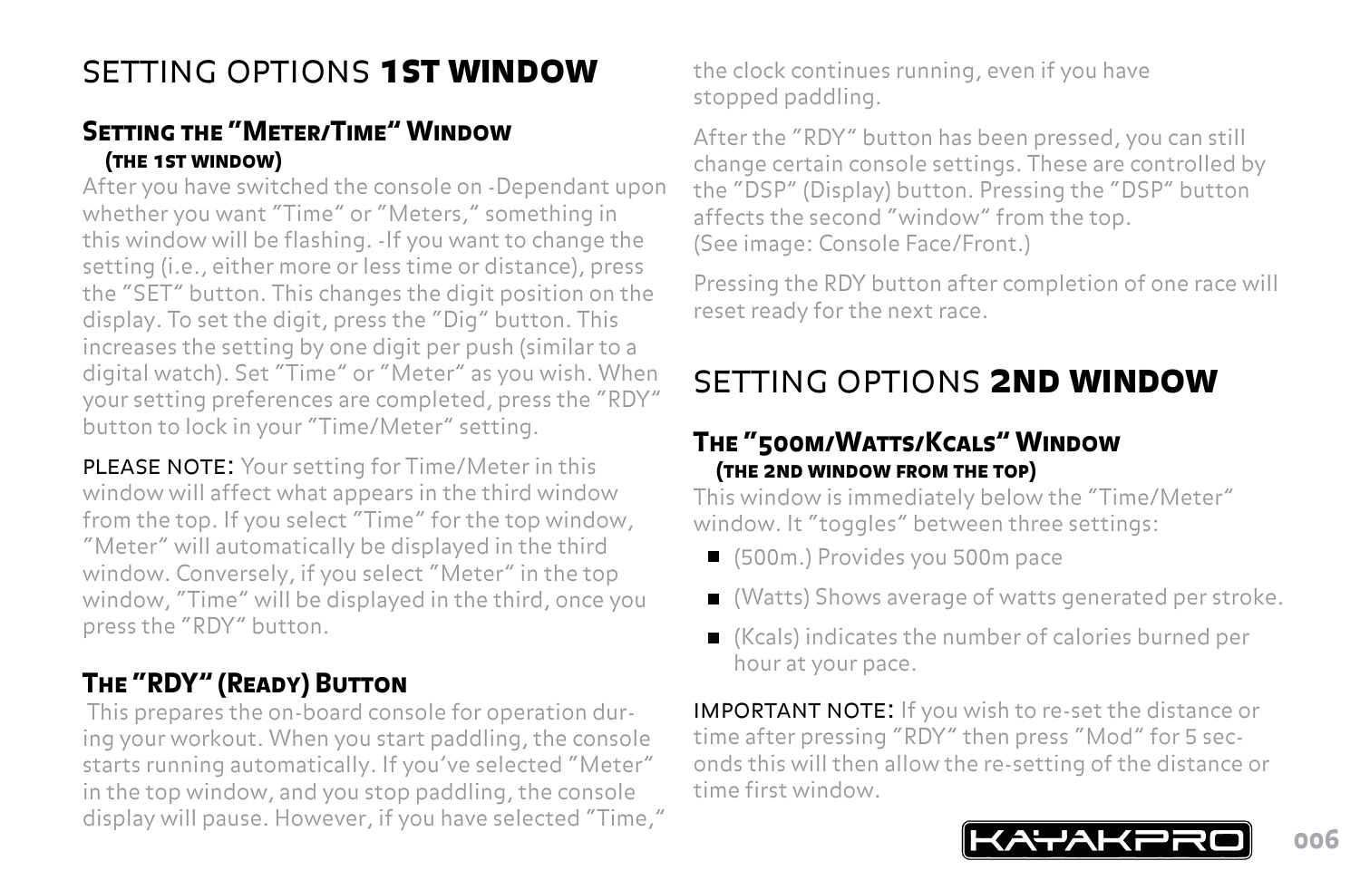# SETTING OPTIONS **1ST WINDOW**

### Setting the "Meter/Time" Window
**(the 1st window)**

After you have switched the console on -Dependant upon whether you want "Time" or "Meters," something in this window will be flashing. -If you want to change the setting (i.e., either more or less time or distance), press the "SET" button. This changes the digit position on the display. To set the digit, press the "Dig" button. This increases the setting by one digit per push (similar to a digital watch). Set "Time" or "Meter" as you wish. When your setting preferences are completed, press the "RDY" button to lock in your "Time/Meter" setting.

PLEASE NOTE: Your setting for Time/Meter in this window will affect what appears in the third window from the top. If you select "Time" for the top window, "Meter" will automatically be displayed in the third window. Conversely, if you select "Meter" in the top window, "Time" will be displayed in the third, once you press the "RDY" button.

### The "RDY" (Ready) Button

This prepares the on-board console for operation during your workout. When you start paddling, the console starts running automatically. If you've selected "Meter" in the top window, and you stop paddling, the console display will pause. However, if you have selected "Time," the clock continues running, even if you have stopped paddling.

After the "RDY" button has been pressed, you can still change certain console settings. These are controlled by the "DSP" (Display) button. Pressing the "DSP" button affects the second "window" from the top. (See image: Console Face/Front.)

Pressing the RDY button after completion of one race will reset ready for the next race.

# SETTING OPTIONS **2ND WINDOW**

### The "500m/Watts/Kcals" Window
**(the 2nd window from the top)**

This window is immediately below the "Time/Meter" window. It "toggles" between three settings:

- (500m.) Provides you 500m pace
- (Watts) Shows average of watts generated per stroke.
- (Kcals) indicates the number of calories burned per hour at your pace.

IMPORTANT NOTE: If you wish to re-set the distance or time after pressing "RDY" then press "Mod" for 5 seconds this will then allow the re-setting of the distance or time first window.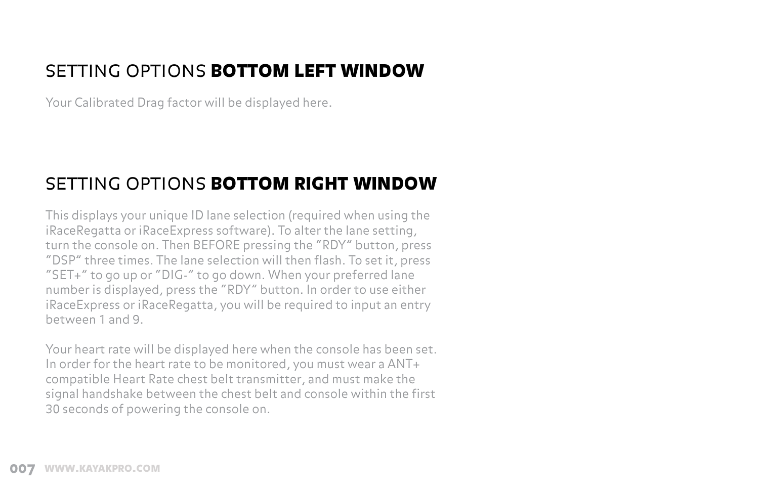## SETTING OPTIONS **BOTTOM LEFT WINDOW**

Your Calibrated Drag factor will be displayed here.

## SETTING OPTIONS **BOTTOM RIGHT WINDOW**

This displays your unique ID lane selection (required when using the iRaceRegatta or iRaceExpress software). To alter the lane setting, turn the console on. Then BEFORE pressing the "RDY" button, press "DSP" three times. The lane selection will then flash. To set it, press "SET+" to go up or "DIG-" to go down. When your preferred lane number is displayed, press the "RDY" button. In order to use either iRaceExpress or iRaceRegatta, you will be required to input an entry between 1 and 9.

Your heart rate will be displayed here when the console has been set. In order for the heart rate to be monitored, you must wear a ANT+ compatible Heart Rate chest belt transmitter, and must make the signal handshake between the chest belt and console within the first 30 seconds of powering the console on.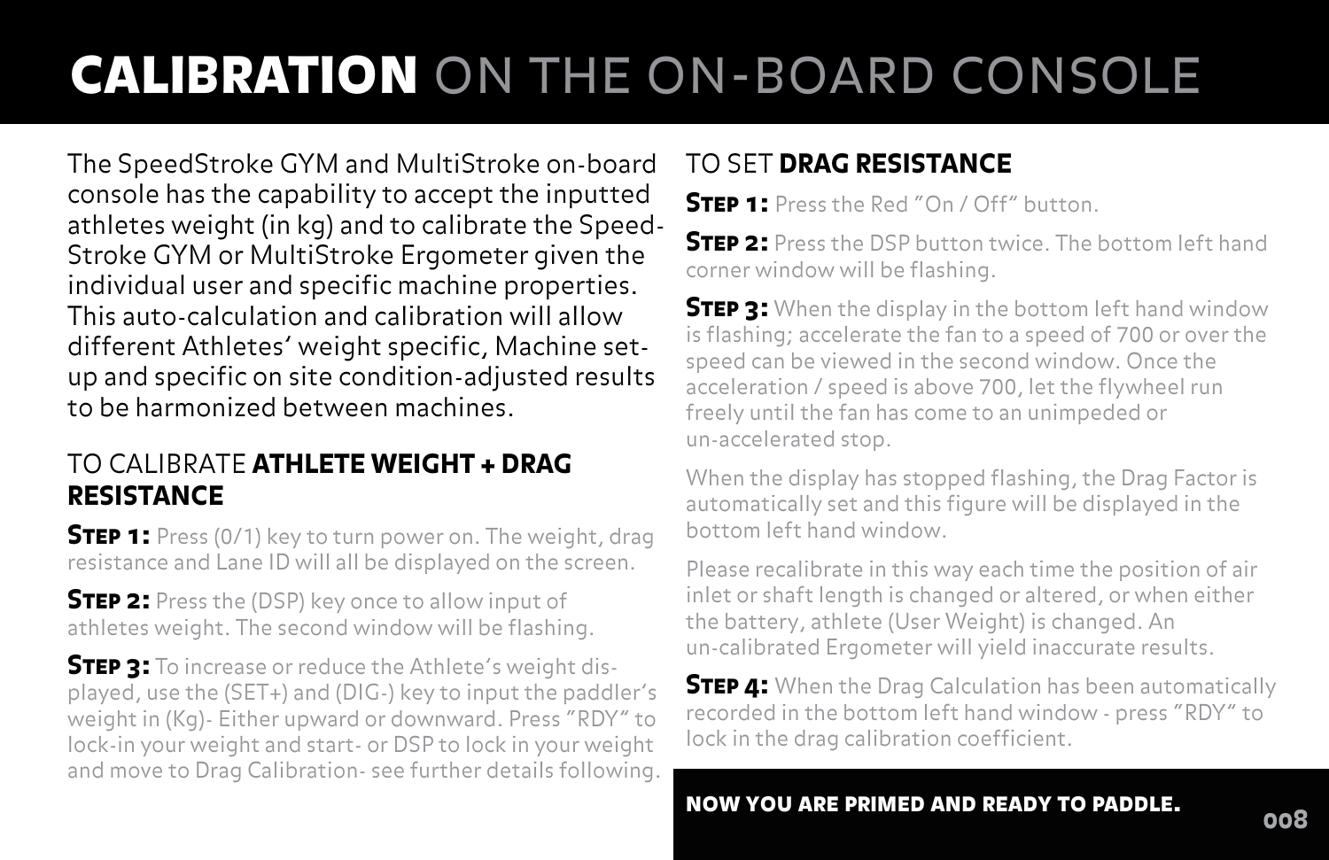# **CALIBRATION** ON THE ON-BOARD CONSOLE

The SpeedStroke GYM and MultiStroke on-board console has the capability to accept the inputted athletes weight (in kg) and to calibrate the Speed-Stroke GYM or MultiStroke Ergometer given the individual user and specific machine properties. This auto-calculation and calibration will allow different Athletes' weight specific, Machine set-up and specific on site condition-adjusted results to be harmonized between machines.

## TO CALIBRATE **ATHLETE WEIGHT + DRAG RESISTANCE**

**Step 1:** Press (0/1) key to turn power on. The weight, drag resistance and Lane ID will all be displayed on the screen.

**Step 2:** Press the (DSP) key once to allow input of athletes weight. The second window will be flashing.

**Step 3:** To increase or reduce the Athlete's weight displayed, use the (SET+) and (DIG-) key to input the paddler's weight in (Kg)- Either upward or downward. Press "RDY" to lock-in your weight and start- or DSP to lock in your weight and move to Drag Calibration- see further details following.

## TO SET **DRAG RESISTANCE**

**Step 1:** Press the Red "On / Off" button.

**Step 2:** Press the DSP button twice. The bottom left hand corner window will be flashing.

**Step 3:** When the display in the bottom left hand window is flashing; accelerate the fan to a speed of 700 or over the speed can be viewed in the second window. Once the acceleration / speed is above 700, let the flywheel run freely until the fan has come to an unimpeded or un-accelerated stop.

When the display has stopped flashing, the Drag Factor is automatically set and this figure will be displayed in the bottom left hand window.

Please recalibrate in this way each time the position of air inlet or shaft length is changed or altered, or when either the battery, athlete (User Weight) is changed. An un-calibrated Ergometer will yield inaccurate results.

**Step 4:** When the Drag Calculation has been automatically recorded in the bottom left hand window - press "RDY" to lock in the drag calibration coefficient.

**NOW YOU ARE PRIMED AND READY TO PADDLE.**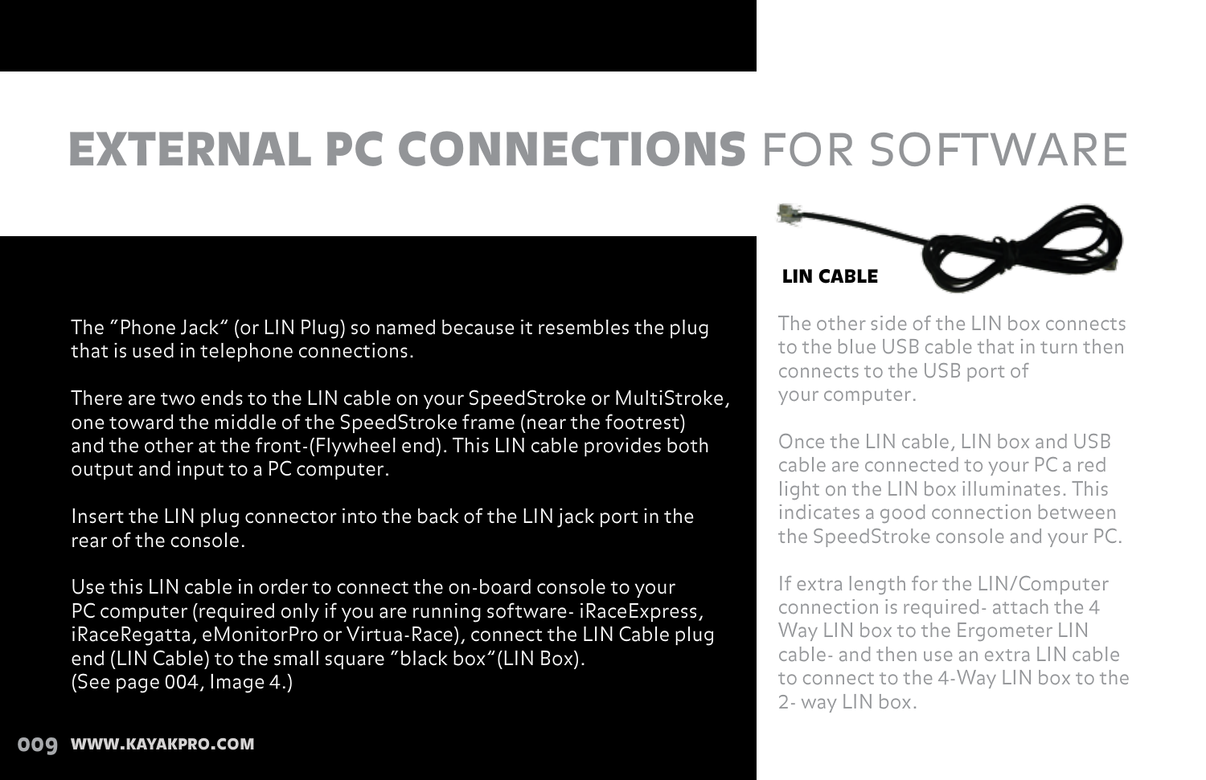# EXTERNAL PC CONNECTIONS FOR SOFTWARE

The "Phone Jack" (or LIN Plug) so named because it resembles the plug that is used in telephone connections.

There are two ends to the LIN cable on your SpeedStroke or MultiStroke, one toward the middle of the SpeedStroke frame (near the footrest) and the other at the front-(Flywheel end). This LIN cable provides both output and input to a PC computer.

Insert the LIN plug connector into the back of the LIN jack port in the rear of the console.

Use this LIN cable in order to connect the on-board console to your PC computer (required only if you are running software- iRaceExpress, iRaceRegatta, eMonitorPro or Virtua-Race), connect the LIN Cable plug end (LIN Cable) to the small square "black box"(LIN Box). (See page 004, Image 4.)

**LIN CABLE**

The other side of the LIN box connects to the blue USB cable that in turn then connects to the USB port of your computer.

Once the LIN cable, LIN box and USB cable are connected to your PC a red light on the LIN box illuminates. This indicates a good connection between the SpeedStroke console and your PC.

If extra length for the LIN/Computer connection is required- attach the 4 Way LIN box to the Ergometer LIN cable- and then use an extra LIN cable to connect to the 4-Way LIN box to the 2- way LIN box.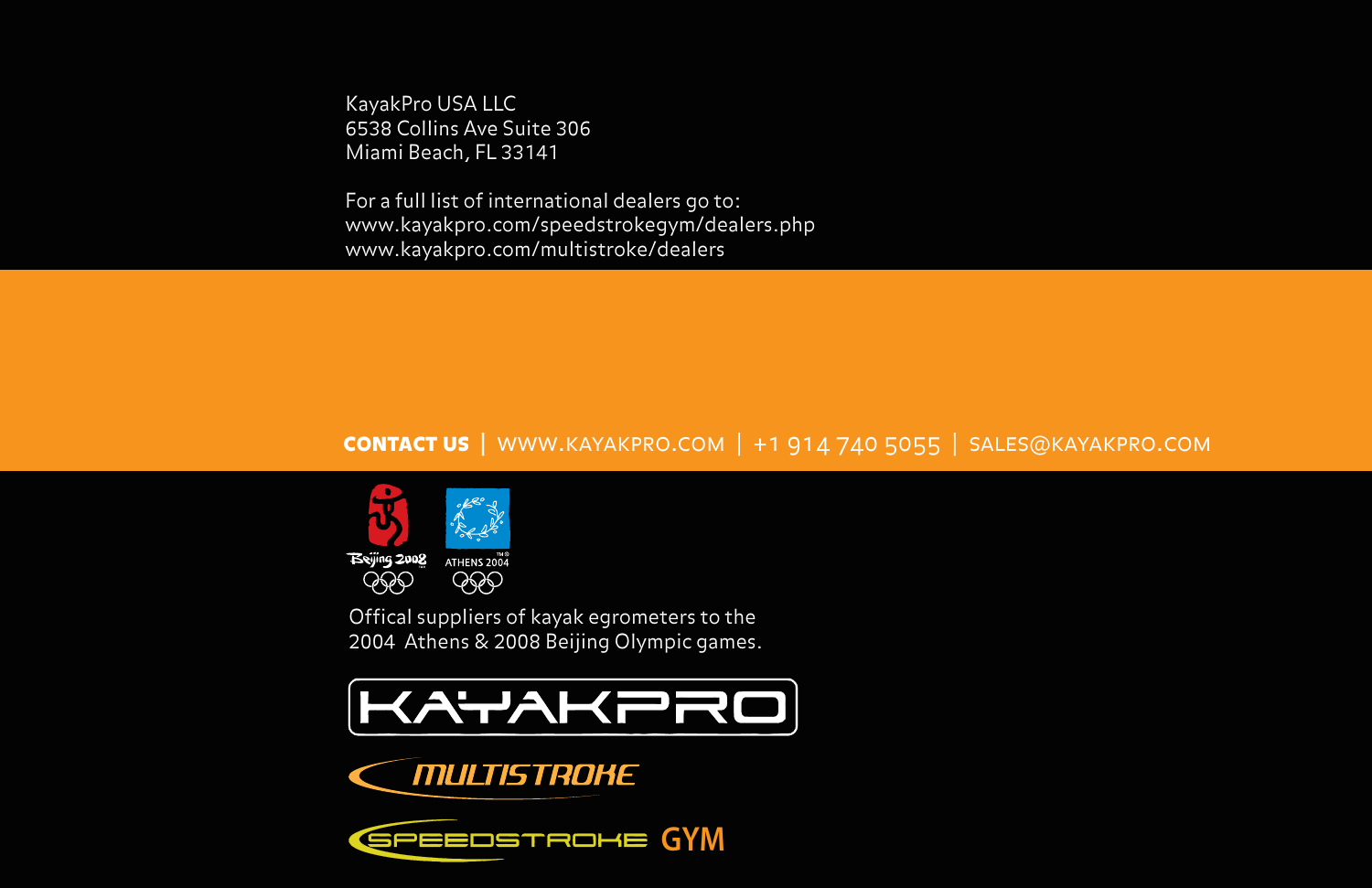KayakPro USA LLC
6538 Collins Ave Suite 306
Miami Beach, FL 33141

For a full list of international dealers go to:
www.kayakpro.com/speedstrokegym/dealers.php
www.kayakpro.com/multistroke/dealers

**CONTACT US** | WWW.KAYAKPRO.COM | +1 914 740 5055 | SALES@KAYAKPRO.COM

Beijing 2008 ATHENS 2004

Offical suppliers of kayak egrometers to the
2004 Athens & 2008 Beijing Olympic games.

KAYAKPRO

MULTISTROKE

SPEEDSTROKE GYM